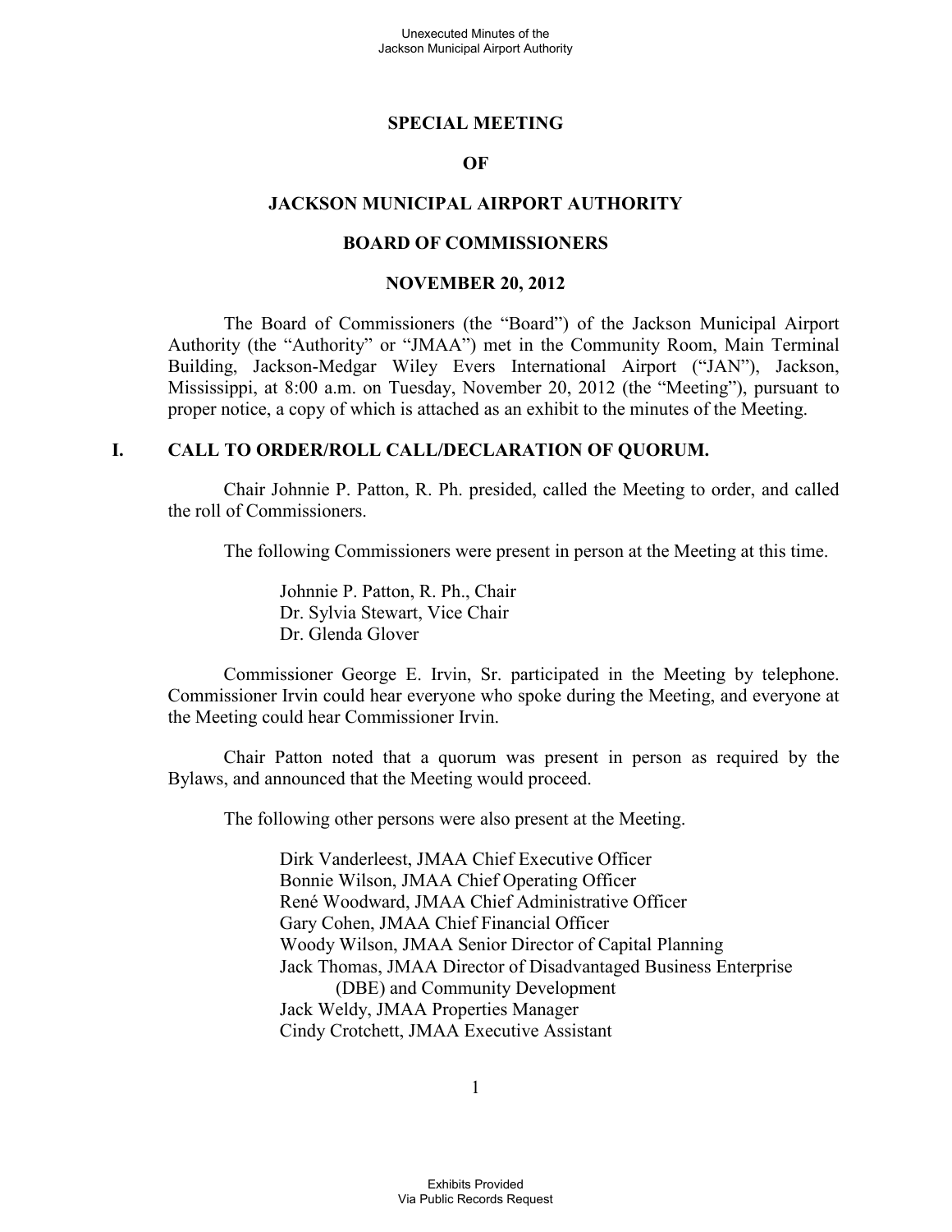# SPECIAL MEETING

# OF

# JACKSON MUNICIPAL AIRPORT AUTHORITY

# BOARD OF COMMISSIONERS

# NOVEMBER 20, 2012

The Board of Commissioners (the "Board") of the Jackson Municipal Airport Authority (the "Authority" or "JMAA") met in the Community Room, Main Terminal Building, Jackson-Medgar Wiley Evers International Airport ("JAN"), Jackson, Mississippi, at 8:00 a.m. on Tuesday, November 20, 2012 (the "Meeting"), pursuant to proper notice, a copy of which is attached as an exhibit to the minutes of the Meeting.

## I. CALL TO ORDER/ROLL CALL/DECLARATION OF QUORUM.

Chair Johnnie P. Patton, R. Ph. presided, called the Meeting to order, and called the roll of Commissioners.

The following Commissioners were present in person at the Meeting at this time.

Johnnie P. Patton, R. Ph., Chair
Dr. Sylvia Stewart, Vice Chair
Dr. Glenda Glover

Commissioner George E. Irvin, Sr. participated in the Meeting by telephone. Commissioner Irvin could hear everyone who spoke during the Meeting, and everyone at the Meeting could hear Commissioner Irvin.

Chair Patton noted that a quorum was present in person as required by the Bylaws, and announced that the Meeting would proceed.

The following other persons were also present at the Meeting.

Dirk Vanderleest, JMAA Chief Executive Officer
Bonnie Wilson, JMAA Chief Operating Officer
René Woodward, JMAA Chief Administrative Officer
Gary Cohen, JMAA Chief Financial Officer
Woody Wilson, JMAA Senior Director of Capital Planning
Jack Thomas, JMAA Director of Disadvantaged Business Enterprise (DBE) and Community Development
Jack Weldy, JMAA Properties Manager
Cindy Crotchett, JMAA Executive Assistant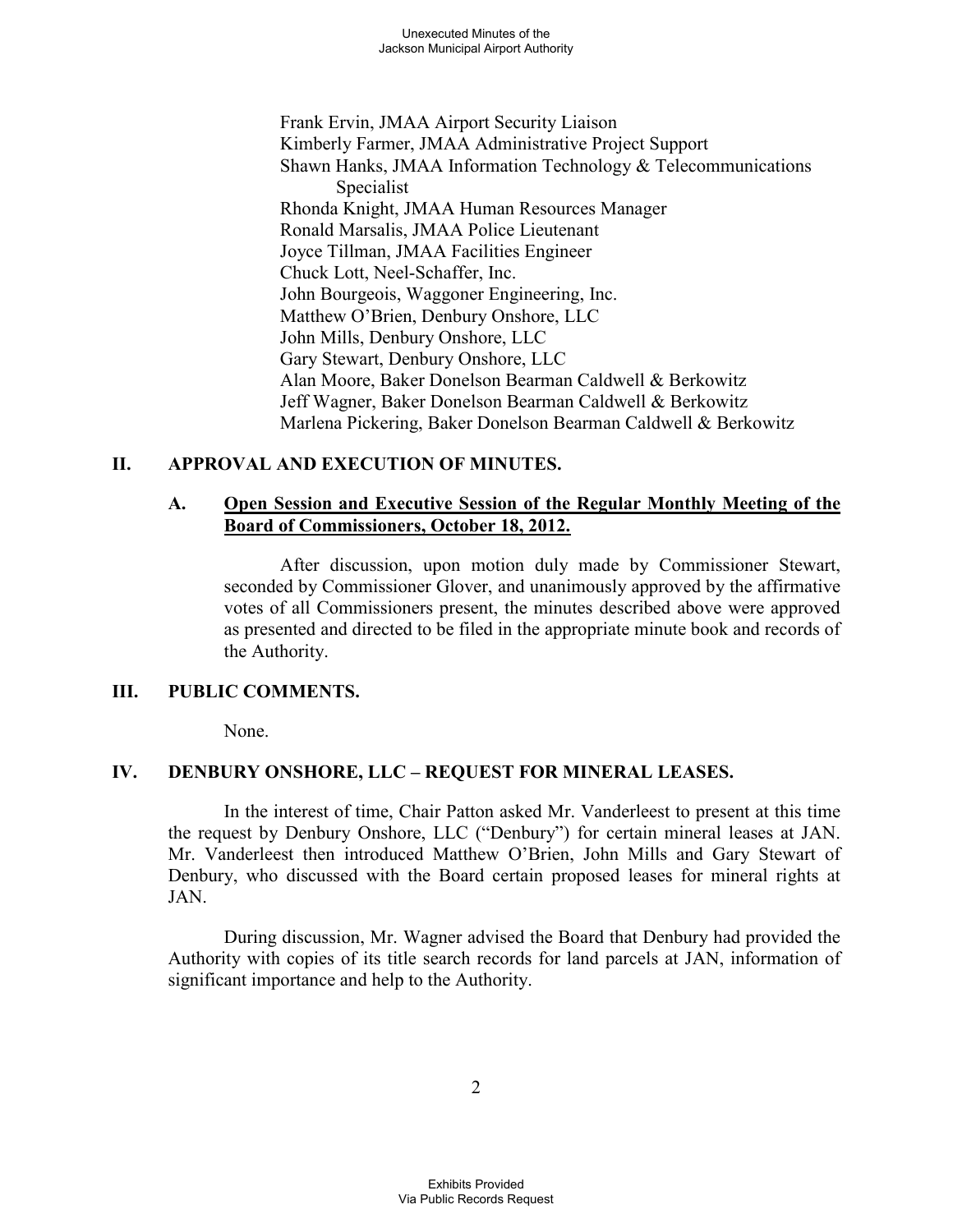Frank Ervin, JMAA Airport Security Liaison
Kimberly Farmer, JMAA Administrative Project Support
Shawn Hanks, JMAA Information Technology & Telecommunications Specialist
Rhonda Knight, JMAA Human Resources Manager
Ronald Marsalis, JMAA Police Lieutenant
Joyce Tillman, JMAA Facilities Engineer
Chuck Lott, Neel-Schaffer, Inc.
John Bourgeois, Waggoner Engineering, Inc.
Matthew O'Brien, Denbury Onshore, LLC
John Mills, Denbury Onshore, LLC
Gary Stewart, Denbury Onshore, LLC
Alan Moore, Baker Donelson Bearman Caldwell & Berkowitz
Jeff Wagner, Baker Donelson Bearman Caldwell & Berkowitz
Marlena Pickering, Baker Donelson Bearman Caldwell & Berkowitz

## II. APPROVAL AND EXECUTION OF MINUTES.

### A. Open Session and Executive Session of the Regular Monthly Meeting of the Board of Commissioners, October 18, 2012.

After discussion, upon motion duly made by Commissioner Stewart, seconded by Commissioner Glover, and unanimously approved by the affirmative votes of all Commissioners present, the minutes described above were approved as presented and directed to be filed in the appropriate minute book and records of the Authority.

## III. PUBLIC COMMENTS.

None.

## IV. DENBURY ONSHORE, LLC – REQUEST FOR MINERAL LEASES.

In the interest of time, Chair Patton asked Mr. Vanderleest to present at this time the request by Denbury Onshore, LLC ("Denbury") for certain mineral leases at JAN. Mr. Vanderleest then introduced Matthew O'Brien, John Mills and Gary Stewart of Denbury, who discussed with the Board certain proposed leases for mineral rights at JAN.

During discussion, Mr. Wagner advised the Board that Denbury had provided the Authority with copies of its title search records for land parcels at JAN, information of significant importance and help to the Authority.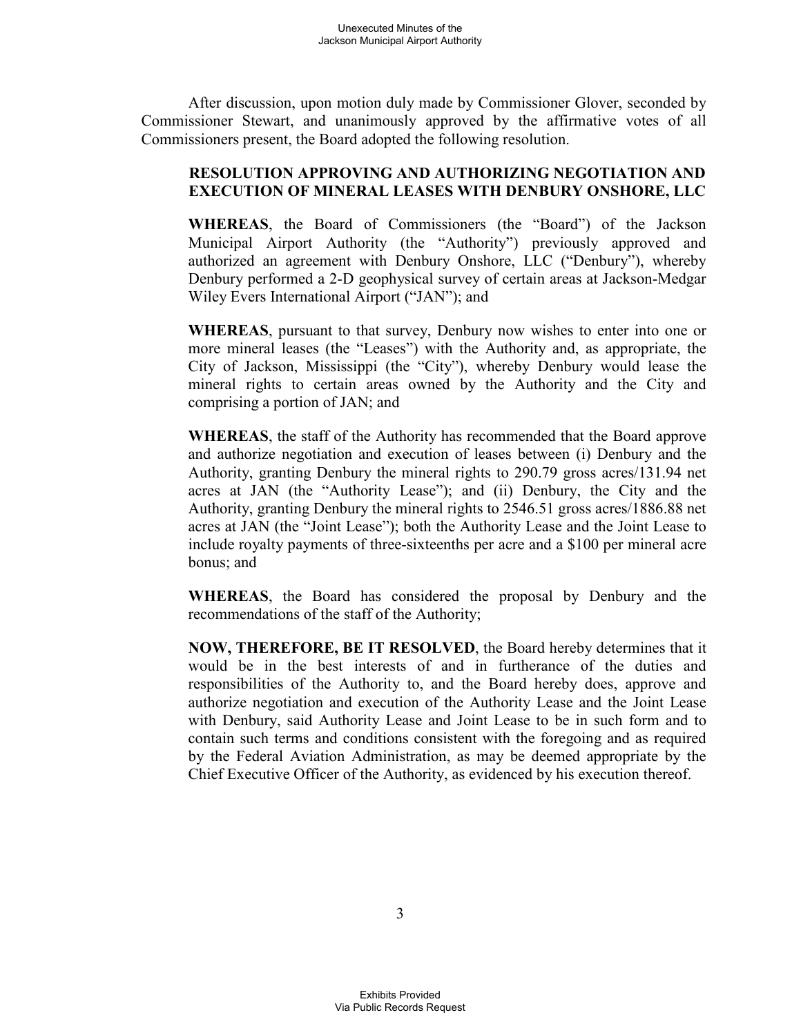After discussion, upon motion duly made by Commissioner Glover, seconded by Commissioner Stewart, and unanimously approved by the affirmative votes of all Commissioners present, the Board adopted the following resolution.

**RESOLUTION APPROVING AND AUTHORIZING NEGOTIATION AND EXECUTION OF MINERAL LEASES WITH DENBURY ONSHORE, LLC**

**WHEREAS**, the Board of Commissioners (the "Board") of the Jackson Municipal Airport Authority (the "Authority") previously approved and authorized an agreement with Denbury Onshore, LLC ("Denbury"), whereby Denbury performed a 2-D geophysical survey of certain areas at Jackson-Medgar Wiley Evers International Airport ("JAN"); and

**WHEREAS**, pursuant to that survey, Denbury now wishes to enter into one or more mineral leases (the "Leases") with the Authority and, as appropriate, the City of Jackson, Mississippi (the "City"), whereby Denbury would lease the mineral rights to certain areas owned by the Authority and the City and comprising a portion of JAN; and

**WHEREAS**, the staff of the Authority has recommended that the Board approve and authorize negotiation and execution of leases between (i) Denbury and the Authority, granting Denbury the mineral rights to 290.79 gross acres/131.94 net acres at JAN (the "Authority Lease"); and (ii) Denbury, the City and the Authority, granting Denbury the mineral rights to 2546.51 gross acres/1886.88 net acres at JAN (the "Joint Lease"); both the Authority Lease and the Joint Lease to include royalty payments of three-sixteenths per acre and a $100 per mineral acre bonus; and

**WHEREAS**, the Board has considered the proposal by Denbury and the recommendations of the staff of the Authority;

**NOW, THEREFORE, BE IT RESOLVED**, the Board hereby determines that it would be in the best interests of and in furtherance of the duties and responsibilities of the Authority to, and the Board hereby does, approve and authorize negotiation and execution of the Authority Lease and the Joint Lease with Denbury, said Authority Lease and Joint Lease to be in such form and to contain such terms and conditions consistent with the foregoing and as required by the Federal Aviation Administration, as may be deemed appropriate by the Chief Executive Officer of the Authority, as evidenced by his execution thereof.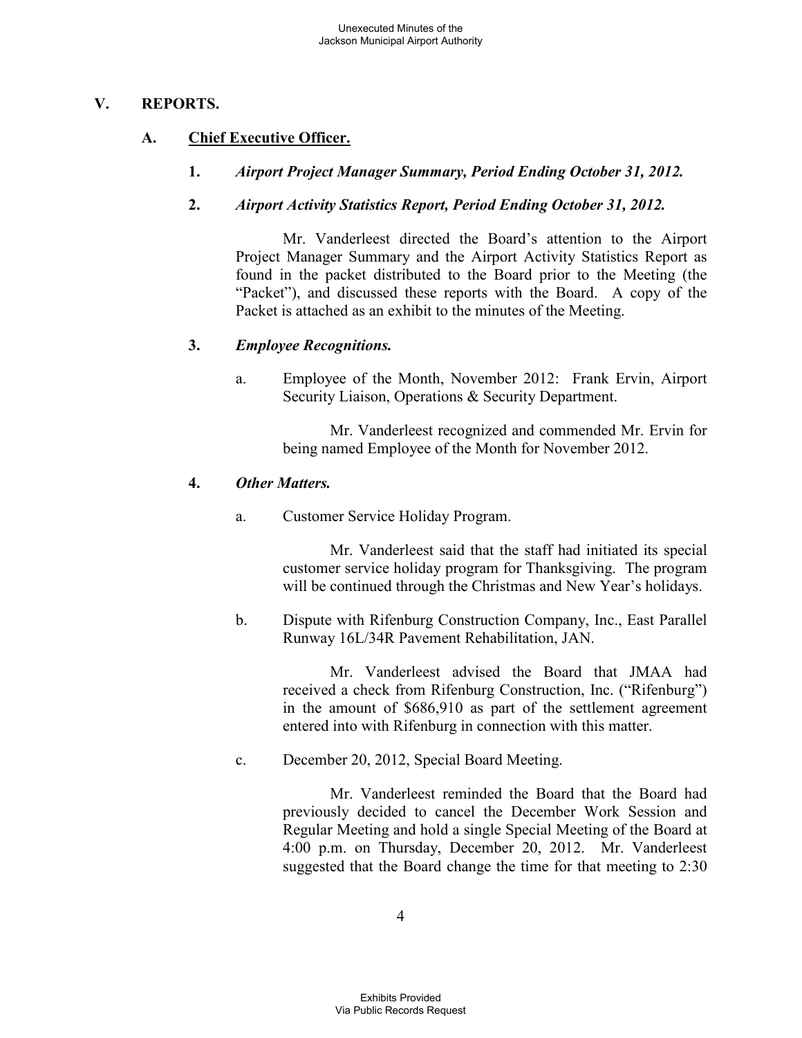## V. REPORTS.

### A. Chief Executive Officer.

**1.** ***Airport Project Manager Summary, Period Ending October 31, 2012.***

**2.** ***Airport Activity Statistics Report, Period Ending October 31, 2012.***

Mr. Vanderleest directed the Board's attention to the Airport Project Manager Summary and the Airport Activity Statistics Report as found in the packet distributed to the Board prior to the Meeting (the "Packet"), and discussed these reports with the Board. A copy of the Packet is attached as an exhibit to the minutes of the Meeting.

**3.** ***Employee Recognitions.***

a. Employee of the Month, November 2012: Frank Ervin, Airport Security Liaison, Operations & Security Department.

Mr. Vanderleest recognized and commended Mr. Ervin for being named Employee of the Month for November 2012.

**4.** ***Other Matters.***

a. Customer Service Holiday Program.

Mr. Vanderleest said that the staff had initiated its special customer service holiday program for Thanksgiving. The program will be continued through the Christmas and New Year's holidays.

b. Dispute with Rifenburg Construction Company, Inc., East Parallel Runway 16L/34R Pavement Rehabilitation, JAN.

Mr. Vanderleest advised the Board that JMAA had received a check from Rifenburg Construction, Inc. ("Rifenburg") in the amount of $686,910 as part of the settlement agreement entered into with Rifenburg in connection with this matter.

c. December 20, 2012, Special Board Meeting.

Mr. Vanderleest reminded the Board that the Board had previously decided to cancel the December Work Session and Regular Meeting and hold a single Special Meeting of the Board at 4:00 p.m. on Thursday, December 20, 2012. Mr. Vanderleest suggested that the Board change the time for that meeting to 2:30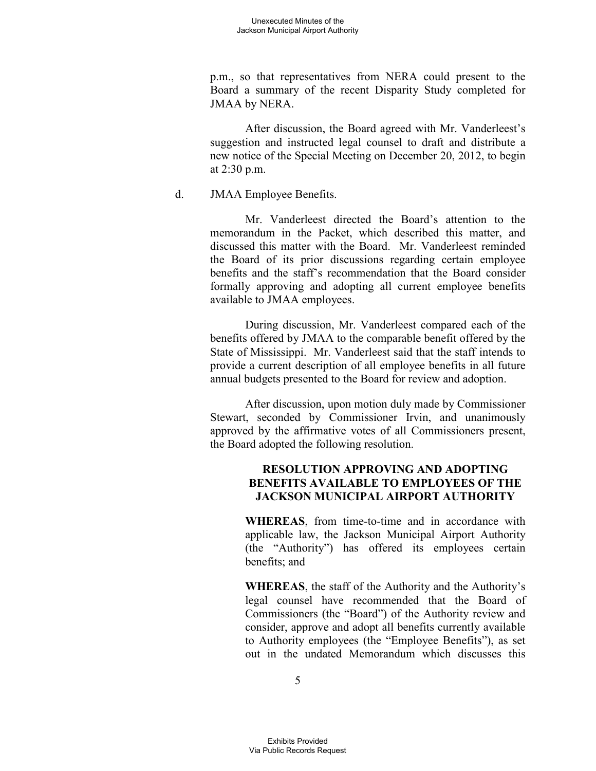p.m., so that representatives from NERA could present to the Board a summary of the recent Disparity Study completed for JMAA by NERA.

After discussion, the Board agreed with Mr. Vanderleest's suggestion and instructed legal counsel to draft and distribute a new notice of the Special Meeting on December 20, 2012, to begin at 2:30 p.m.

d. JMAA Employee Benefits.

Mr. Vanderleest directed the Board's attention to the memorandum in the Packet, which described this matter, and discussed this matter with the Board. Mr. Vanderleest reminded the Board of its prior discussions regarding certain employee benefits and the staff's recommendation that the Board consider formally approving and adopting all current employee benefits available to JMAA employees.

During discussion, Mr. Vanderleest compared each of the benefits offered by JMAA to the comparable benefit offered by the State of Mississippi. Mr. Vanderleest said that the staff intends to provide a current description of all employee benefits in all future annual budgets presented to the Board for review and adoption.

After discussion, upon motion duly made by Commissioner Stewart, seconded by Commissioner Irvin, and unanimously approved by the affirmative votes of all Commissioners present, the Board adopted the following resolution.

**RESOLUTION APPROVING AND ADOPTING BENEFITS AVAILABLE TO EMPLOYEES OF THE JACKSON MUNICIPAL AIRPORT AUTHORITY**

**WHEREAS**, from time-to-time and in accordance with applicable law, the Jackson Municipal Airport Authority (the "Authority") has offered its employees certain benefits; and

**WHEREAS**, the staff of the Authority and the Authority's legal counsel have recommended that the Board of Commissioners (the "Board") of the Authority review and consider, approve and adopt all benefits currently available to Authority employees (the "Employee Benefits"), as set out in the undated Memorandum which discusses this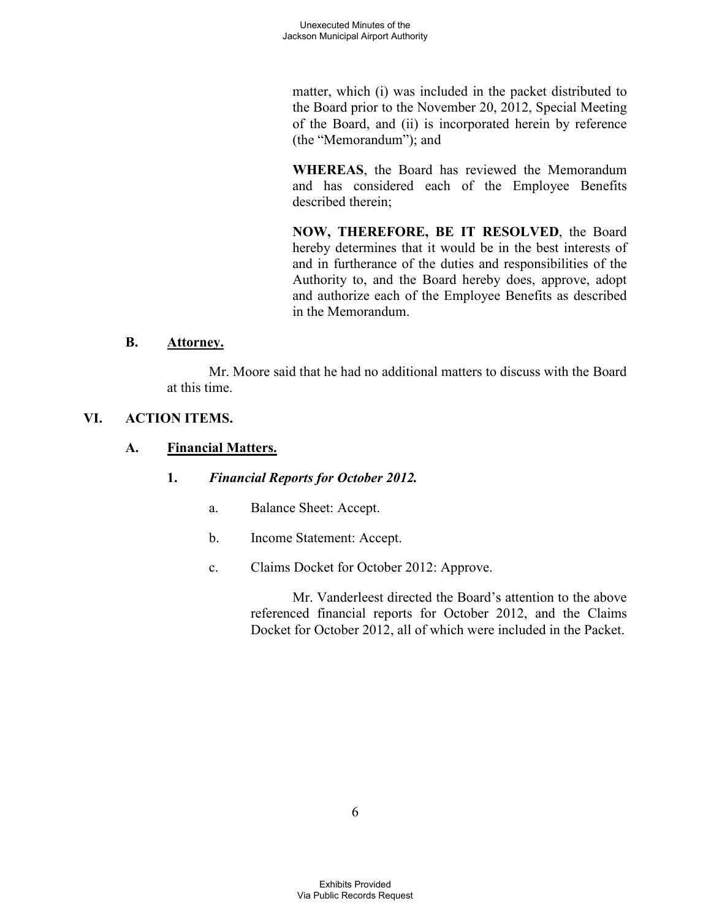matter, which (i) was included in the packet distributed to the Board prior to the November 20, 2012, Special Meeting of the Board, and (ii) is incorporated herein by reference (the "Memorandum"); and

**WHEREAS**, the Board has reviewed the Memorandum and has considered each of the Employee Benefits described therein;

**NOW, THEREFORE, BE IT RESOLVED**, the Board hereby determines that it would be in the best interests of and in furtherance of the duties and responsibilities of the Authority to, and the Board hereby does, approve, adopt and authorize each of the Employee Benefits as described in the Memorandum.

### B. Attorney.

Mr. Moore said that he had no additional matters to discuss with the Board at this time.

## VI. ACTION ITEMS.

### A. Financial Matters.

#### 1. *Financial Reports for October 2012.*

a. Balance Sheet: Accept.

b. Income Statement: Accept.

c. Claims Docket for October 2012: Approve.

Mr. Vanderleest directed the Board's attention to the above referenced financial reports for October 2012, and the Claims Docket for October 2012, all of which were included in the Packet.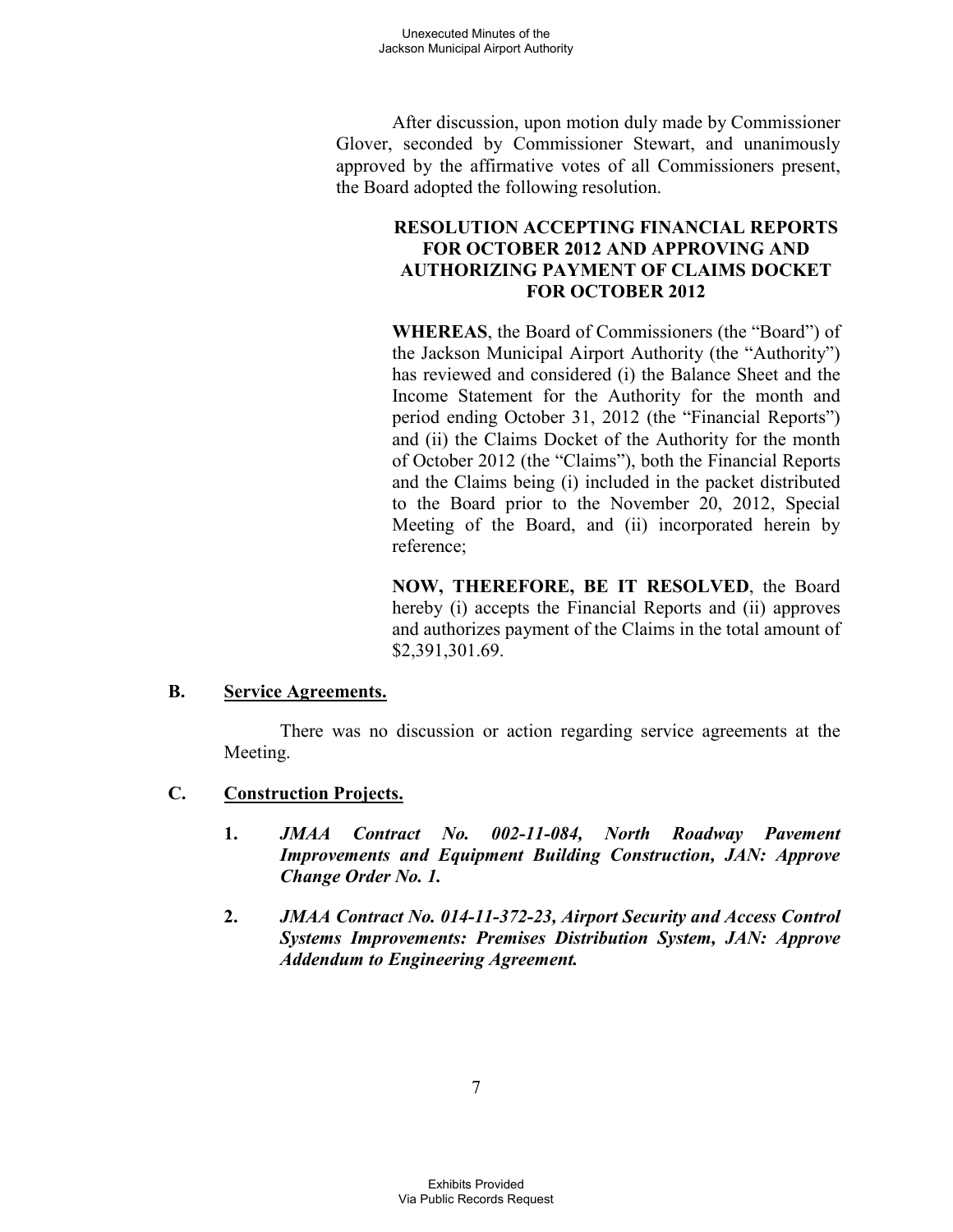After discussion, upon motion duly made by Commissioner Glover, seconded by Commissioner Stewart, and unanimously approved by the affirmative votes of all Commissioners present, the Board adopted the following resolution.

**RESOLUTION ACCEPTING FINANCIAL REPORTS FOR OCTOBER 2012 AND APPROVING AND AUTHORIZING PAYMENT OF CLAIMS DOCKET FOR OCTOBER 2012**

**WHEREAS**, the Board of Commissioners (the "Board") of the Jackson Municipal Airport Authority (the "Authority") has reviewed and considered (i) the Balance Sheet and the Income Statement for the Authority for the month and period ending October 31, 2012 (the "Financial Reports") and (ii) the Claims Docket of the Authority for the month of October 2012 (the "Claims"), both the Financial Reports and the Claims being (i) included in the packet distributed to the Board prior to the November 20, 2012, Special Meeting of the Board, and (ii) incorporated herein by reference;

**NOW, THEREFORE, BE IT RESOLVED**, the Board hereby (i) accepts the Financial Reports and (ii) approves and authorizes payment of the Claims in the total amount of $2,391,301.69.

**B. <u>Service Agreements.</u>**

There was no discussion or action regarding service agreements at the Meeting.

**C. <u>Construction Projects.</u>**

1. ***JMAA Contract No. 002-11-084, North Roadway Pavement Improvements and Equipment Building Construction, JAN: Approve Change Order No. 1.***

2. ***JMAA Contract No. 014-11-372-23, Airport Security and Access Control Systems Improvements: Premises Distribution System, JAN: Approve Addendum to Engineering Agreement.***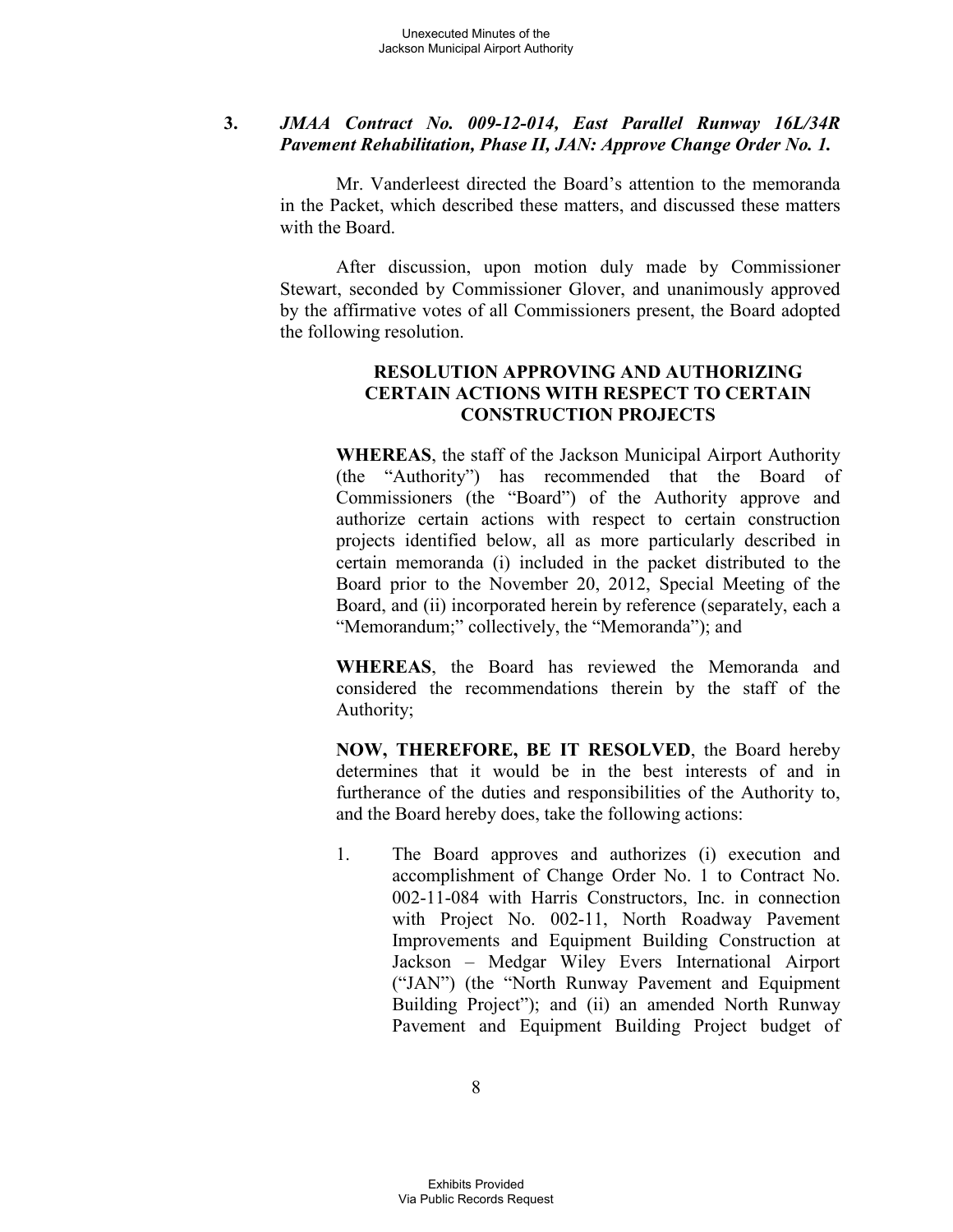**3.** ***JMAA Contract No. 009-12-014, East Parallel Runway 16L/34R Pavement Rehabilitation, Phase II, JAN: Approve Change Order No. 1.***

Mr. Vanderleest directed the Board's attention to the memoranda in the Packet, which described these matters, and discussed these matters with the Board.

After discussion, upon motion duly made by Commissioner Stewart, seconded by Commissioner Glover, and unanimously approved by the affirmative votes of all Commissioners present, the Board adopted the following resolution.

**RESOLUTION APPROVING AND AUTHORIZING CERTAIN ACTIONS WITH RESPECT TO CERTAIN CONSTRUCTION PROJECTS**

**WHEREAS**, the staff of the Jackson Municipal Airport Authority (the "Authority") has recommended that the Board of Commissioners (the "Board") of the Authority approve and authorize certain actions with respect to certain construction projects identified below, all as more particularly described in certain memoranda (i) included in the packet distributed to the Board prior to the November 20, 2012, Special Meeting of the Board, and (ii) incorporated herein by reference (separately, each a "Memorandum;" collectively, the "Memoranda"); and

**WHEREAS**, the Board has reviewed the Memoranda and considered the recommendations therein by the staff of the Authority;

**NOW, THEREFORE, BE IT RESOLVED**, the Board hereby determines that it would be in the best interests of and in furtherance of the duties and responsibilities of the Authority to, and the Board hereby does, take the following actions:

1. The Board approves and authorizes (i) execution and accomplishment of Change Order No. 1 to Contract No. 002-11-084 with Harris Constructors, Inc. in connection with Project No. 002-11, North Roadway Pavement Improvements and Equipment Building Construction at Jackson – Medgar Wiley Evers International Airport ("JAN") (the "North Runway Pavement and Equipment Building Project"); and (ii) an amended North Runway Pavement and Equipment Building Project budget of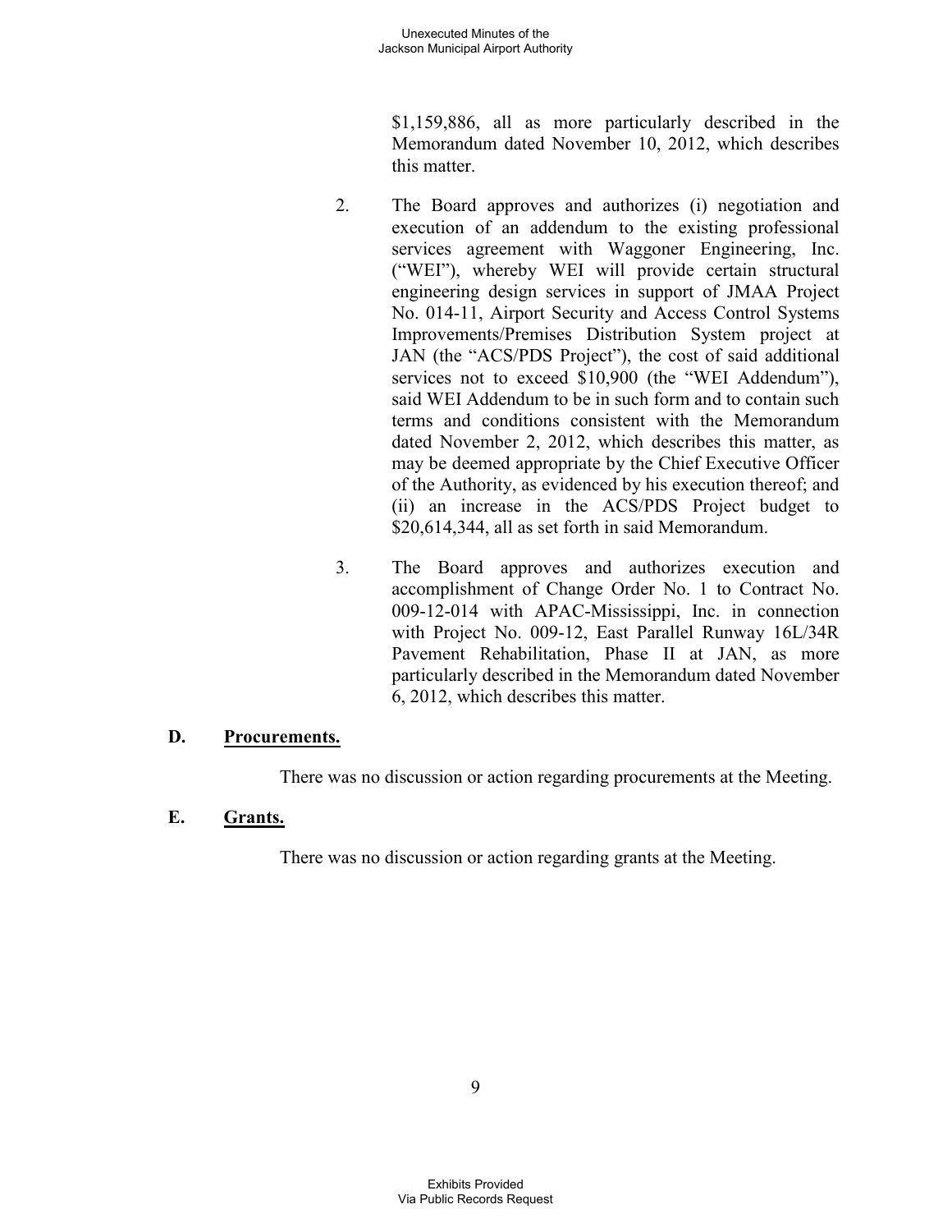$1,159,886, all as more particularly described in the Memorandum dated November 10, 2012, which describes this matter.

2. The Board approves and authorizes (i) negotiation and execution of an addendum to the existing professional services agreement with Waggoner Engineering, Inc. ("WEI"), whereby WEI will provide certain structural engineering design services in support of JMAA Project No. 014-11, Airport Security and Access Control Systems Improvements/Premises Distribution System project at JAN (the "ACS/PDS Project"), the cost of said additional services not to exceed $10,900 (the "WEI Addendum"), said WEI Addendum to be in such form and to contain such terms and conditions consistent with the Memorandum dated November 2, 2012, which describes this matter, as may be deemed appropriate by the Chief Executive Officer of the Authority, as evidenced by his execution thereof; and (ii) an increase in the ACS/PDS Project budget to $20,614,344, all as set forth in said Memorandum.

3. The Board approves and authorizes execution and accomplishment of Change Order No. 1 to Contract No. 009-12-014 with APAC-Mississippi, Inc. in connection with Project No. 009-12, East Parallel Runway 16L/34R Pavement Rehabilitation, Phase II at JAN, as more particularly described in the Memorandum dated November 6, 2012, which describes this matter.

**D. <u>Procurements.</u>**

There was no discussion or action regarding procurements at the Meeting.

**E. <u>Grants.</u>**

There was no discussion or action regarding grants at the Meeting.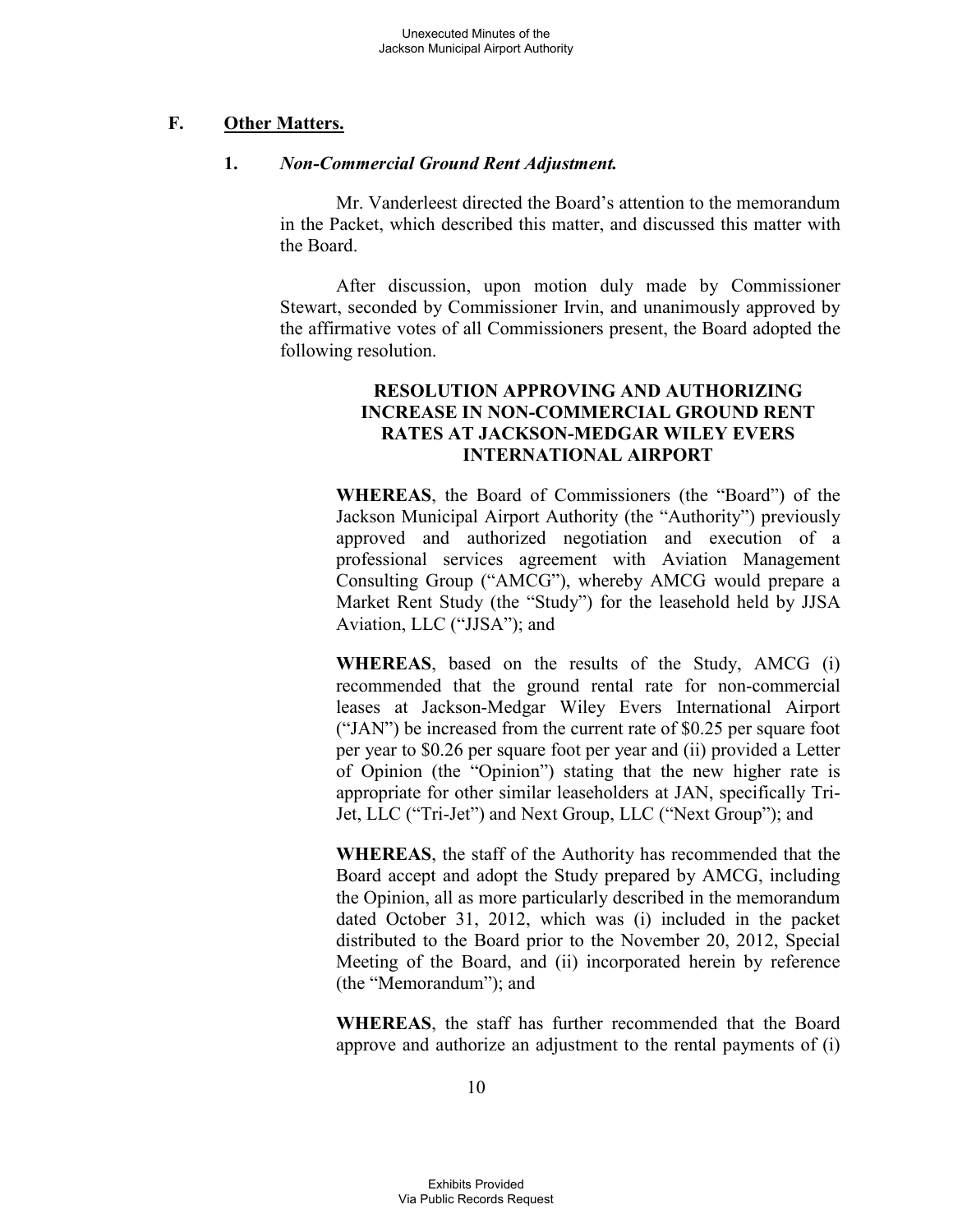## F. Other Matters.

### 1. *Non-Commercial Ground Rent Adjustment.*

Mr. Vanderleest directed the Board's attention to the memorandum in the Packet, which described this matter, and discussed this matter with the Board.

After discussion, upon motion duly made by Commissioner Stewart, seconded by Commissioner Irvin, and unanimously approved by the affirmative votes of all Commissioners present, the Board adopted the following resolution.

**RESOLUTION APPROVING AND AUTHORIZING INCREASE IN NON-COMMERCIAL GROUND RENT RATES AT JACKSON-MEDGAR WILEY EVERS INTERNATIONAL AIRPORT**

**WHEREAS**, the Board of Commissioners (the "Board") of the Jackson Municipal Airport Authority (the "Authority") previously approved and authorized negotiation and execution of a professional services agreement with Aviation Management Consulting Group ("AMCG"), whereby AMCG would prepare a Market Rent Study (the "Study") for the leasehold held by JJSA Aviation, LLC ("JJSA"); and

**WHEREAS**, based on the results of the Study, AMCG (i) recommended that the ground rental rate for non-commercial leases at Jackson-Medgar Wiley Evers International Airport ("JAN") be increased from the current rate of $0.25 per square foot per year to $0.26 per square foot per year and (ii) provided a Letter of Opinion (the "Opinion") stating that the new higher rate is appropriate for other similar leaseholders at JAN, specifically Tri-Jet, LLC ("Tri-Jet") and Next Group, LLC ("Next Group"); and

**WHEREAS**, the staff of the Authority has recommended that the Board accept and adopt the Study prepared by AMCG, including the Opinion, all as more particularly described in the memorandum dated October 31, 2012, which was (i) included in the packet distributed to the Board prior to the November 20, 2012, Special Meeting of the Board, and (ii) incorporated herein by reference (the "Memorandum"); and

**WHEREAS**, the staff has further recommended that the Board approve and authorize an adjustment to the rental payments of (i)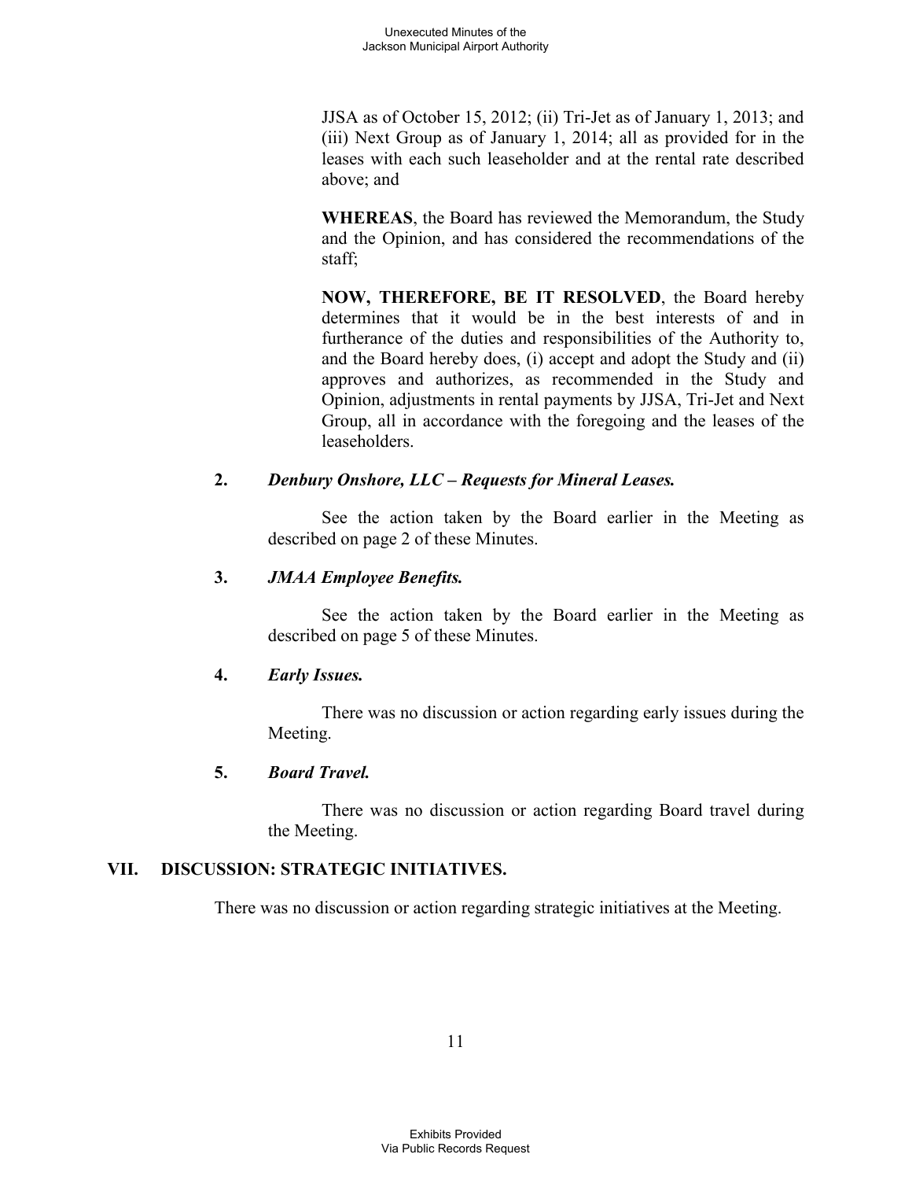JJSA as of October 15, 2012; (ii) Tri-Jet as of January 1, 2013; and (iii) Next Group as of January 1, 2014; all as provided for in the leases with each such leaseholder and at the rental rate described above; and

**WHEREAS**, the Board has reviewed the Memorandum, the Study and the Opinion, and has considered the recommendations of the staff;

**NOW, THEREFORE, BE IT RESOLVED**, the Board hereby determines that it would be in the best interests of and in furtherance of the duties and responsibilities of the Authority to, and the Board hereby does, (i) accept and adopt the Study and (ii) approves and authorizes, as recommended in the Study and Opinion, adjustments in rental payments by JJSA, Tri-Jet and Next Group, all in accordance with the foregoing and the leases of the leaseholders.

**2.** ***Denbury Onshore, LLC – Requests for Mineral Leases.***

See the action taken by the Board earlier in the Meeting as described on page 2 of these Minutes.

**3.** ***JMAA Employee Benefits.***

See the action taken by the Board earlier in the Meeting as described on page 5 of these Minutes.

**4.** ***Early Issues.***

There was no discussion or action regarding early issues during the Meeting.

**5.** ***Board Travel.***

There was no discussion or action regarding Board travel during the Meeting.

## VII. DISCUSSION: STRATEGIC INITIATIVES.

There was no discussion or action regarding strategic initiatives at the Meeting.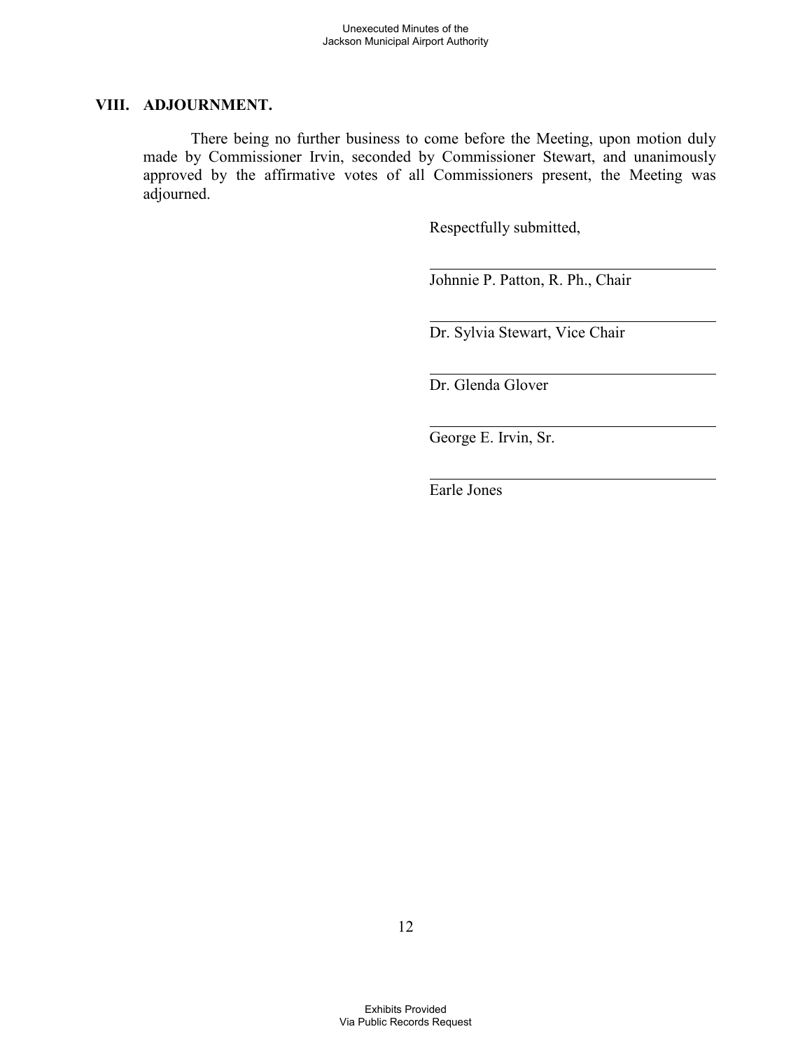## VIII. ADJOURNMENT.

There being no further business to come before the Meeting, upon motion duly made by Commissioner Irvin, seconded by Commissioner Stewart, and unanimously approved by the affirmative votes of all Commissioners present, the Meeting was adjourned.

Respectfully submitted,

\_\_\_\_\_\_\_\_\_\_\_\_\_\_\_\_\_\_\_\_\_\_\_\_\_\_\_\_\_\_\_\_
Johnnie P. Patton, R. Ph., Chair

\_\_\_\_\_\_\_\_\_\_\_\_\_\_\_\_\_\_\_\_\_\_\_\_\_\_\_\_\_\_\_\_
Dr. Sylvia Stewart, Vice Chair

\_\_\_\_\_\_\_\_\_\_\_\_\_\_\_\_\_\_\_\_\_\_\_\_\_\_\_\_\_\_\_\_
Dr. Glenda Glover

\_\_\_\_\_\_\_\_\_\_\_\_\_\_\_\_\_\_\_\_\_\_\_\_\_\_\_\_\_\_\_\_
George E. Irvin, Sr.

\_\_\_\_\_\_\_\_\_\_\_\_\_\_\_\_\_\_\_\_\_\_\_\_\_\_\_\_\_\_\_\_
Earle Jones